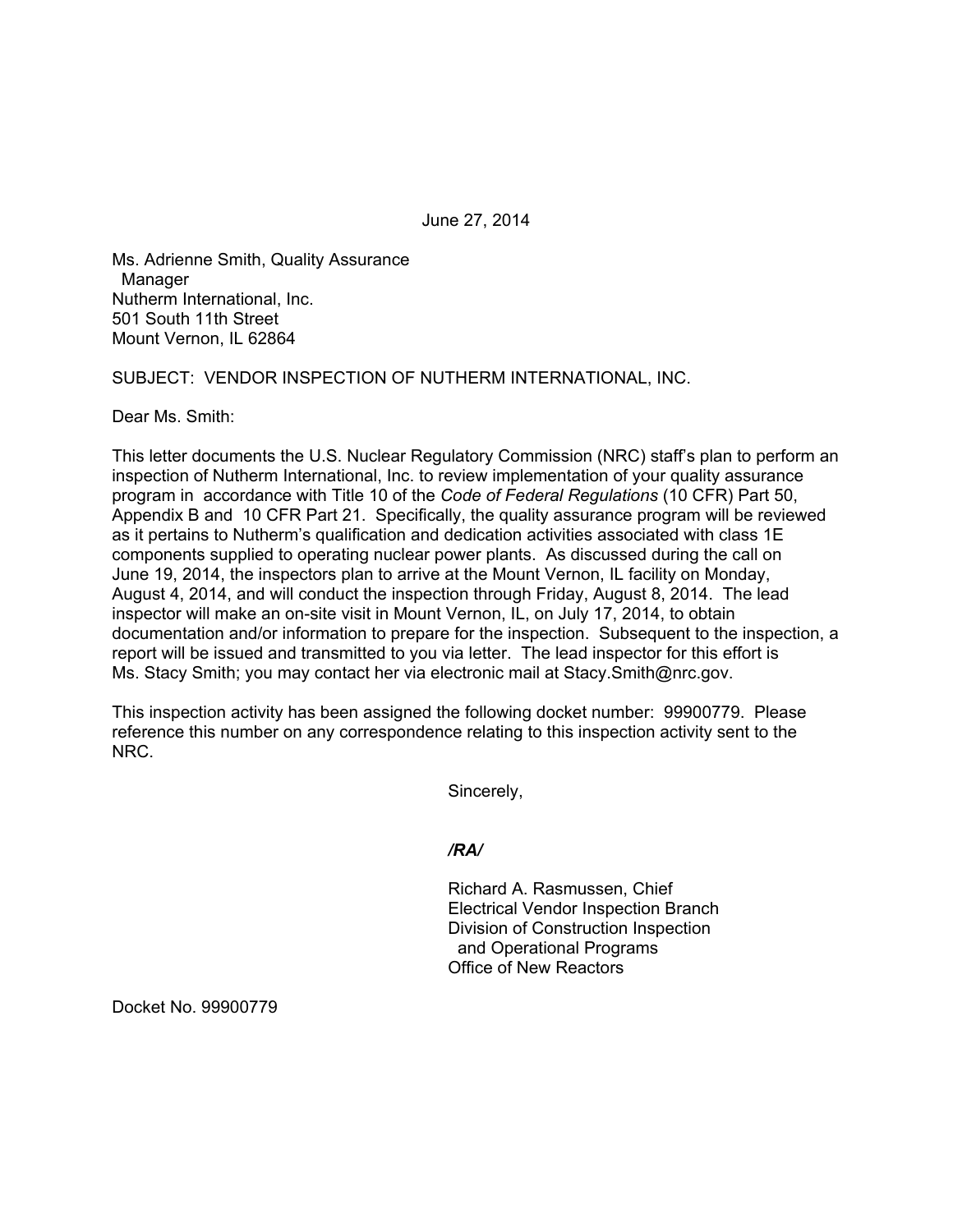June 27, 2014

Ms. Adrienne Smith, Quality Assurance
Manager
Nutherm International, Inc.
501 South 11th Street
Mount Vernon, IL 62864

SUBJECT: VENDOR INSPECTION OF NUTHERM INTERNATIONAL, INC.

Dear Ms. Smith:

This letter documents the U.S. Nuclear Regulatory Commission (NRC) staff's plan to perform an inspection of Nutherm International, Inc. to review implementation of your quality assurance program in accordance with Title 10 of the *Code of Federal Regulations* (10 CFR) Part 50, Appendix B and 10 CFR Part 21. Specifically, the quality assurance program will be reviewed as it pertains to Nutherm's qualification and dedication activities associated with class 1E components supplied to operating nuclear power plants. As discussed during the call on June 19, 2014, the inspectors plan to arrive at the Mount Vernon, IL facility on Monday, August 4, 2014, and will conduct the inspection through Friday, August 8, 2014. The lead inspector will make an on-site visit in Mount Vernon, IL, on July 17, 2014, to obtain documentation and/or information to prepare for the inspection. Subsequent to the inspection, a report will be issued and transmitted to you via letter. The lead inspector for this effort is Ms. Stacy Smith; you may contact her via electronic mail at Stacy.Smith@nrc.gov.

This inspection activity has been assigned the following docket number: 99900779. Please reference this number on any correspondence relating to this inspection activity sent to the NRC.

Sincerely,

*/RA/*

Richard A. Rasmussen, Chief
Electrical Vendor Inspection Branch
Division of Construction Inspection
and Operational Programs
Office of New Reactors

Docket No. 99900779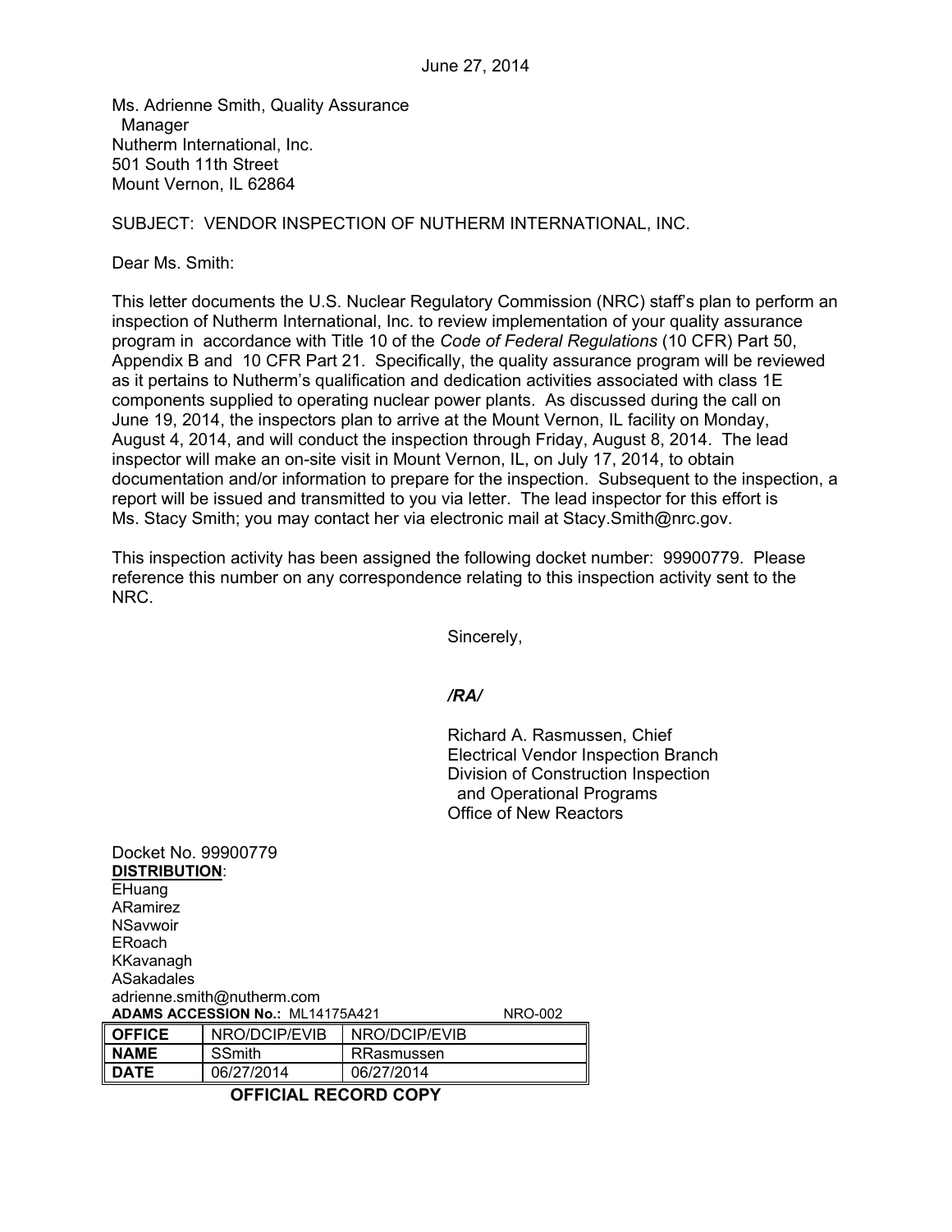June 27, 2014

Ms. Adrienne Smith, Quality Assurance
Manager
Nutherm International, Inc.
501 South 11th Street
Mount Vernon, IL 62864

SUBJECT: VENDOR INSPECTION OF NUTHERM INTERNATIONAL, INC.

Dear Ms. Smith:

This letter documents the U.S. Nuclear Regulatory Commission (NRC) staff's plan to perform an inspection of Nutherm International, Inc. to review implementation of your quality assurance program in accordance with Title 10 of the *Code of Federal Regulations* (10 CFR) Part 50, Appendix B and 10 CFR Part 21. Specifically, the quality assurance program will be reviewed as it pertains to Nutherm's qualification and dedication activities associated with class 1E components supplied to operating nuclear power plants. As discussed during the call on June 19, 2014, the inspectors plan to arrive at the Mount Vernon, IL facility on Monday, August 4, 2014, and will conduct the inspection through Friday, August 8, 2014. The lead inspector will make an on-site visit in Mount Vernon, IL, on July 17, 2014, to obtain documentation and/or information to prepare for the inspection. Subsequent to the inspection, a report will be issued and transmitted to you via letter. The lead inspector for this effort is Ms. Stacy Smith; you may contact her via electronic mail at Stacy.Smith@nrc.gov.

This inspection activity has been assigned the following docket number: 99900779. Please reference this number on any correspondence relating to this inspection activity sent to the NRC.

Sincerely,

*/RA/*

Richard A. Rasmussen, Chief
Electrical Vendor Inspection Branch
Division of Construction Inspection
and Operational Programs
Office of New Reactors

Docket No. 99900779

**DISTRIBUTION**:
EHuang
ARamirez
NSavwoir
ERoach
KKavanagh
ASakadales
adrienne.smith@nutherm.com

**ADAMS ACCESSION No.:** ML14175A421 NRO-002

| | | |
|---|---|---|
| **OFFICE** | NRO/DCIP/EVIB | NRO/DCIP/EVIB |
| **NAME** | SSmith | RRasmussen |
| **DATE** | 06/27/2014 | 06/27/2014 |

**OFFICIAL RECORD COPY**